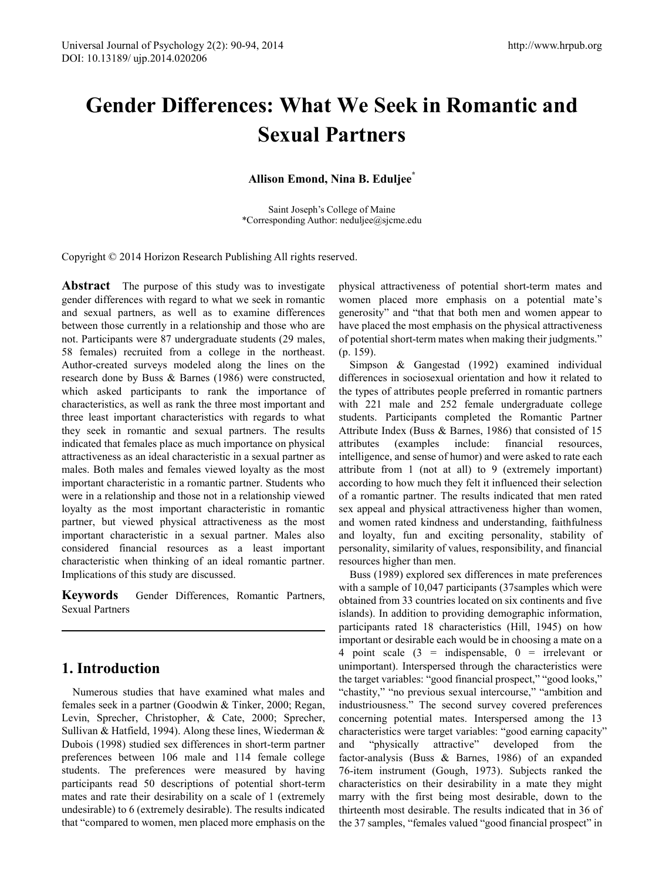# Gender Differences: What We Seek in Romantic and Sexual Partners

**Allison Emond, Nina B. Eduljee***

Saint Joseph's College of Maine
*Corresponding Author: neduljee@sjcme.edu

Copyright © 2014 Horizon Research Publishing All rights reserved.

**Abstract** The purpose of this study was to investigate gender differences with regard to what we seek in romantic and sexual partners, as well as to examine differences between those currently in a relationship and those who are not. Participants were 87 undergraduate students (29 males, 58 females) recruited from a college in the northeast. Author-created surveys modeled along the lines on the research done by Buss & Barnes (1986) were constructed, which asked participants to rank the importance of characteristics, as well as rank the three most important and three least important characteristics with regards to what they seek in romantic and sexual partners. The results indicated that females place as much importance on physical attractiveness as an ideal characteristic in a sexual partner as males. Both males and females viewed loyalty as the most important characteristic in a romantic partner. Students who were in a relationship and those not in a relationship viewed loyalty as the most important characteristic in romantic partner, but viewed physical attractiveness as the most important characteristic in a sexual partner. Males also considered financial resources as a least important characteristic when thinking of an ideal romantic partner. Implications of this study are discussed.

**Keywords** Gender Differences, Romantic Partners, Sexual Partners

## 1. Introduction

Numerous studies that have examined what males and females seek in a partner (Goodwin & Tinker, 2000; Regan, Levin, Sprecher, Christopher, & Cate, 2000; Sprecher, Sullivan & Hatfield, 1994). Along these lines, Wiederman & Dubois (1998) studied sex differences in short-term partner preferences between 106 male and 114 female college students. The preferences were measured by having participants read 50 descriptions of potential short-term mates and rate their desirability on a scale of 1 (extremely undesirable) to 6 (extremely desirable). The results indicated that "compared to women, men placed more emphasis on the physical attractiveness of potential short-term mates and women placed more emphasis on a potential mate's generosity" and "that that both men and women appear to have placed the most emphasis on the physical attractiveness of potential short-term mates when making their judgments." (p. 159).

Simpson & Gangestad (1992) examined individual differences in sociosexual orientation and how it related to the types of attributes people preferred in romantic partners with 221 male and 252 female undergraduate college students. Participants completed the Romantic Partner Attribute Index (Buss & Barnes, 1986) that consisted of 15 attributes (examples include: financial resources, intelligence, and sense of humor) and were asked to rate each attribute from 1 (not at all) to 9 (extremely important) according to how much they felt it influenced their selection of a romantic partner. The results indicated that men rated sex appeal and physical attractiveness higher than women, and women rated kindness and understanding, faithfulness and loyalty, fun and exciting personality, stability of personality, similarity of values, responsibility, and financial resources higher than men.

Buss (1989) explored sex differences in mate preferences with a sample of 10,047 participants (37samples which were obtained from 33 countries located on six continents and five islands). In addition to providing demographic information, participants rated 18 characteristics (Hill, 1945) on how important or desirable each would be in choosing a mate on a 4 point scale (3 = indispensable, 0 = irrelevant or unimportant). Interspersed through the characteristics were the target variables: "good financial prospect," "good looks," "chastity," "no previous sexual intercourse," "ambition and industriousness." The second survey covered preferences concerning potential mates. Interspersed among the 13 characteristics were target variables: "good earning capacity" and "physically attractive" developed from the factor-analysis (Buss & Barnes, 1986) of an expanded 76-item instrument (Gough, 1973). Subjects ranked the characteristics on their desirability in a mate they might marry with the first being most desirable, down to the thirteenth most desirable. The results indicated that in 36 of the 37 samples, "females valued "good financial prospect" in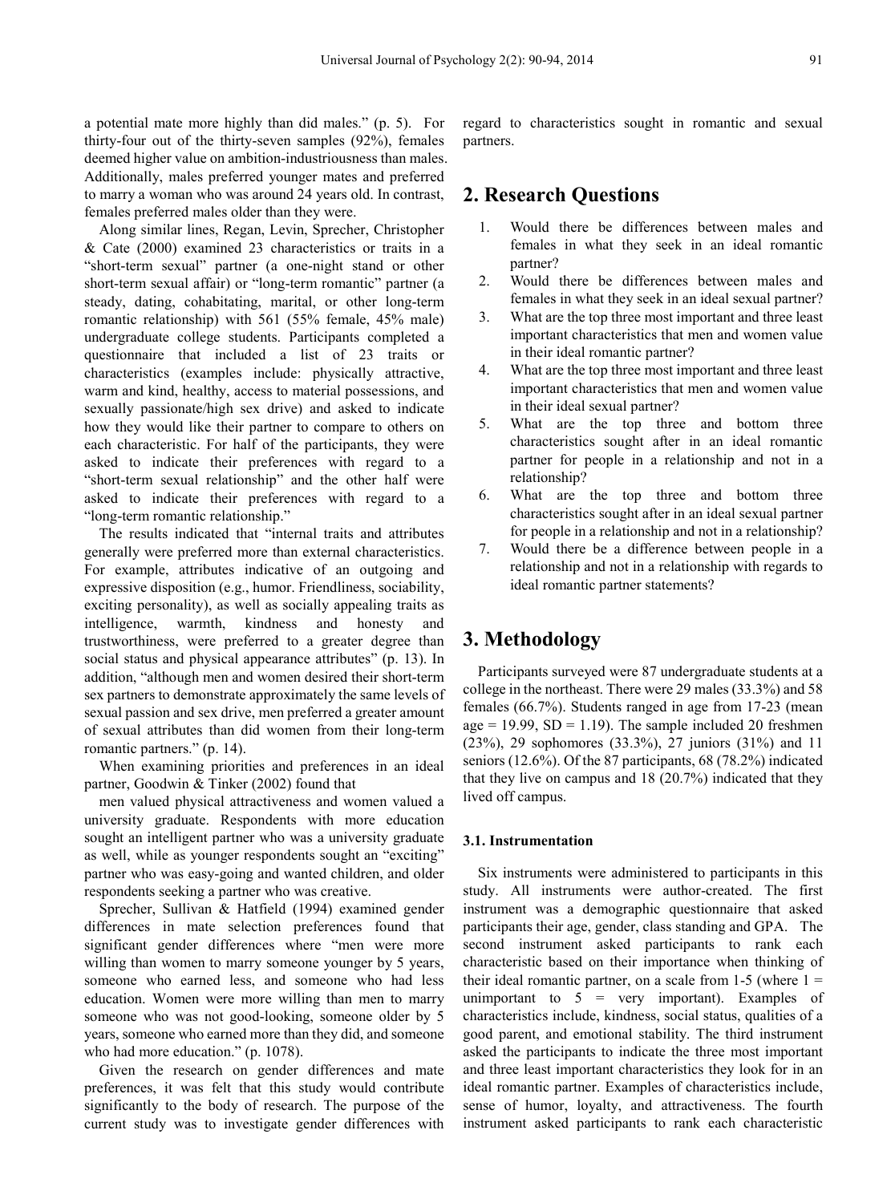a potential mate more highly than did males." (p. 5). For thirty-four out of the thirty-seven samples (92%), females deemed higher value on ambition-industriousness than males. Additionally, males preferred younger mates and preferred to marry a woman who was around 24 years old. In contrast, females preferred males older than they were.

Along similar lines, Regan, Levin, Sprecher, Christopher & Cate (2000) examined 23 characteristics or traits in a "short-term sexual" partner (a one-night stand or other short-term sexual affair) or "long-term romantic" partner (a steady, dating, cohabitating, marital, or other long-term romantic relationship) with 561 (55% female, 45% male) undergraduate college students. Participants completed a questionnaire that included a list of 23 traits or characteristics (examples include: physically attractive, warm and kind, healthy, access to material possessions, and sexually passionate/high sex drive) and asked to indicate how they would like their partner to compare to others on each characteristic. For half of the participants, they were asked to indicate their preferences with regard to a "short-term sexual relationship" and the other half were asked to indicate their preferences with regard to a "long-term romantic relationship."

The results indicated that "internal traits and attributes generally were preferred more than external characteristics. For example, attributes indicative of an outgoing and expressive disposition (e.g., humor. Friendliness, sociability, exciting personality), as well as socially appealing traits as intelligence, warmth, kindness and honesty and trustworthiness, were preferred to a greater degree than social status and physical appearance attributes" (p. 13). In addition, "although men and women desired their short-term sex partners to demonstrate approximately the same levels of sexual passion and sex drive, men preferred a greater amount of sexual attributes than did women from their long-term romantic partners." (p. 14).

When examining priorities and preferences in an ideal partner, Goodwin & Tinker (2002) found that

men valued physical attractiveness and women valued a university graduate. Respondents with more education sought an intelligent partner who was a university graduate as well, while as younger respondents sought an "exciting" partner who was easy-going and wanted children, and older respondents seeking a partner who was creative.

Sprecher, Sullivan & Hatfield (1994) examined gender differences in mate selection preferences found that significant gender differences where "men were more willing than women to marry someone younger by 5 years, someone who earned less, and someone who had less education. Women were more willing than men to marry someone who was not good-looking, someone older by 5 years, someone who earned more than they did, and someone who had more education." (p. 1078).

Given the research on gender differences and mate preferences, it was felt that this study would contribute significantly to the body of research. The purpose of the current study was to investigate gender differences with regard to characteristics sought in romantic and sexual partners.

## 2. Research Questions

1. Would there be differences between males and females in what they seek in an ideal romantic partner?
2. Would there be differences between males and females in what they seek in an ideal sexual partner?
3. What are the top three most important and three least important characteristics that men and women value in their ideal romantic partner?
4. What are the top three most important and three least important characteristics that men and women value in their ideal sexual partner?
5. What are the top three and bottom three characteristics sought after in an ideal romantic partner for people in a relationship and not in a relationship?
6. What are the top three and bottom three characteristics sought after in an ideal sexual partner for people in a relationship and not in a relationship?
7. Would there be a difference between people in a relationship and not in a relationship with regards to ideal romantic partner statements?

## 3. Methodology

Participants surveyed were 87 undergraduate students at a college in the northeast. There were 29 males (33.3%) and 58 females (66.7%). Students ranged in age from 17-23 (mean age = 19.99, SD = 1.19). The sample included 20 freshmen (23%), 29 sophomores (33.3%), 27 juniors (31%) and 11 seniors (12.6%). Of the 87 participants, 68 (78.2%) indicated that they live on campus and 18 (20.7%) indicated that they lived off campus.

### 3.1. Instrumentation

Six instruments were administered to participants in this study. All instruments were author-created. The first instrument was a demographic questionnaire that asked participants their age, gender, class standing and GPA. The second instrument asked participants to rank each characteristic based on their importance when thinking of their ideal romantic partner, on a scale from 1-5 (where 1 = unimportant to 5 = very important). Examples of characteristics include, kindness, social status, qualities of a good parent, and emotional stability. The third instrument asked the participants to indicate the three most important and three least important characteristics they look for in an ideal romantic partner. Examples of characteristics include, sense of humor, loyalty, and attractiveness. The fourth instrument asked participants to rank each characteristic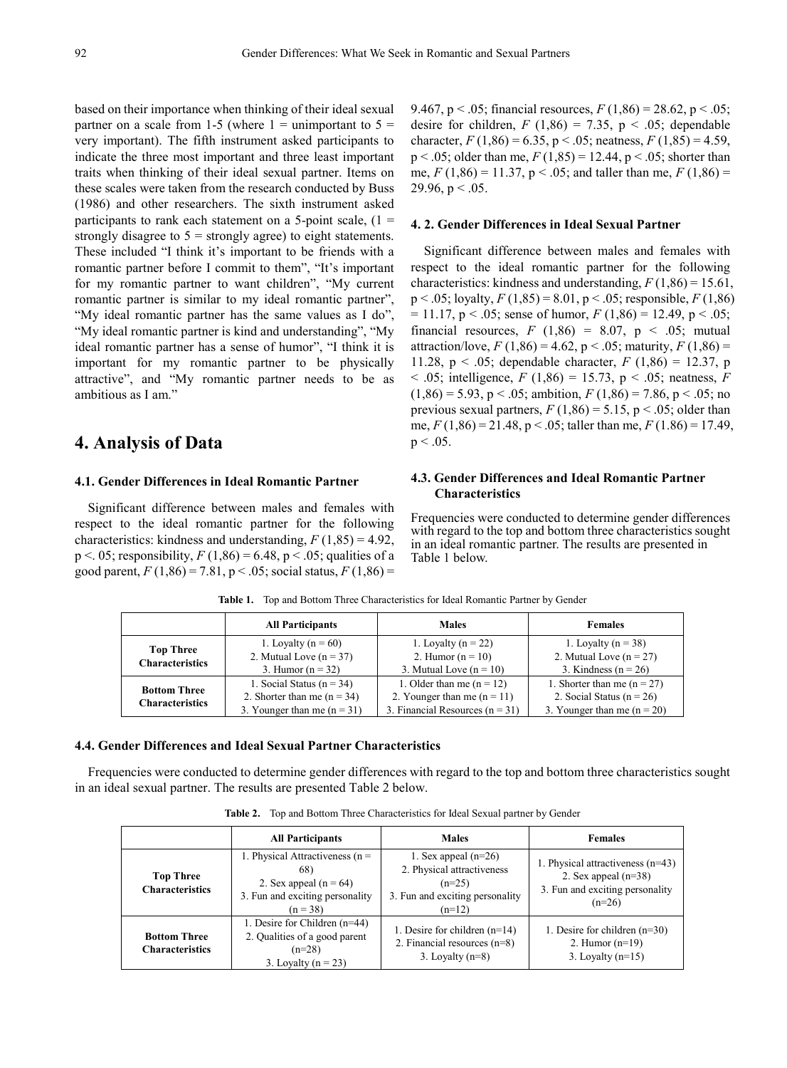based on their importance when thinking of their ideal sexual partner on a scale from 1-5 (where 1 = unimportant to 5 = very important). The fifth instrument asked participants to indicate the three most important and three least important traits when thinking of their ideal sexual partner. Items on these scales were taken from the research conducted by Buss (1986) and other researchers. The sixth instrument asked participants to rank each statement on a 5-point scale, (1 = strongly disagree to 5 = strongly agree) to eight statements. These included "I think it's important to be friends with a romantic partner before I commit to them", "It's important for my romantic partner to want children", "My current romantic partner is similar to my ideal romantic partner", "My ideal romantic partner has the same values as I do", "My ideal romantic partner is kind and understanding", "My ideal romantic partner has a sense of humor", "I think it is important for my romantic partner to be physically attractive", and "My romantic partner needs to be as ambitious as I am."

## 4. Analysis of Data

### 4.1. Gender Differences in Ideal Romantic Partner

Significant difference between males and females with respect to the ideal romantic partner for the following characteristics: kindness and understanding, $F(1,85) = 4.92$, $p <. 05$; responsibility, $F(1,86) = 6.48$, $p < .05$; qualities of a good parent, $F(1,86) = 7.81$, $p < .05$; social status, $F(1,86) = 9.467$, $p < .05$; financial resources, $F(1,86) = 28.62$, $p < .05$; desire for children, $F(1,86) = 7.35$, $p < .05$; dependable character, $F(1,86) = 6.35$, $p < .05$; neatness, $F(1,85) = 4.59$, $p < .05$; older than me, $F(1,85) = 12.44$, $p < .05$; shorter than me, $F(1,86) = 11.37$, $p < .05$; and taller than me, $F(1,86) = 29.96$, $p < .05$.

### 4. 2. Gender Differences in Ideal Sexual Partner

Significant difference between males and females with respect to the ideal romantic partner for the following characteristics: kindness and understanding, $F(1,86) = 15.61$, $p < .05$; loyalty, $F(1,85) = 8.01$, $p < .05$; responsible, $F(1,86) = 11.17$, $p < .05$; sense of humor, $F(1,86) = 12.49$, $p < .05$; financial resources, $F(1,86) = 8.07$, $p < .05$; mutual attraction/love, $F(1,86) = 4.62$, $p < .05$; maturity, $F(1,86) = 11.28$, $p < .05$; dependable character, $F(1,86) = 12.37$, $p < .05$; intelligence, $F(1,86) = 15.73$, $p < .05$; neatness, $F(1,86) = 5.93$, $p < .05$; ambition, $F(1,86) = 7.86$, $p < .05$; no previous sexual partners, $F(1,86) = 5.15$, $p < .05$; older than me, $F(1,86) = 21.48$, $p < .05$; taller than me, $F(1.86) = 17.49$, $p < .05$.

### 4.3. Gender Differences and Ideal Romantic Partner Characteristics

Frequencies were conducted to determine gender differences with regard to the top and bottom three characteristics sought in an ideal romantic partner. The results are presented in Table 1 below.

**Table 1.** Top and Bottom Three Characteristics for Ideal Romantic Partner by Gender

| | All Participants | Males | Females |
|---|---|---|---|
| **Top Three Characteristics** | 1. Loyalty (n = 60)<br>2. Mutual Love (n = 37)<br>3. Humor (n = 32) | 1. Loyalty (n = 22)<br>2. Humor (n = 10)<br>3. Mutual Love (n = 10) | 1. Loyalty (n = 38)<br>2. Mutual Love (n = 27)<br>3. Kindness (n = 26) |
| **Bottom Three Characteristics** | 1. Social Status (n = 34)<br>2. Shorter than me (n = 34)<br>3. Younger than me (n = 31) | 1. Older than me (n = 12)<br>2. Younger than me (n = 11)<br>3. Financial Resources (n = 31) | 1. Shorter than me (n = 27)<br>2. Social Status (n = 26)<br>3. Younger than me (n = 20) |

### 4.4. Gender Differences and Ideal Sexual Partner Characteristics

Frequencies were conducted to determine gender differences with regard to the top and bottom three characteristics sought in an ideal sexual partner. The results are presented Table 2 below.

**Table 2.** Top and Bottom Three Characteristics for Ideal Sexual partner by Gender

| | All Participants | Males | Females |
|---|---|---|---|
| **Top Three Characteristics** | 1. Physical Attractiveness (n = 68)<br>2. Sex appeal (n = 64)<br>3. Fun and exciting personality (n = 38) | 1. Sex appeal (n=26)<br>2. Physical attractiveness (n=25)<br>3. Fun and exciting personality (n=12) | 1. Physical attractiveness (n=43)<br>2. Sex appeal (n=38)<br>3. Fun and exciting personality (n=26) |
| **Bottom Three Characteristics** | 1. Desire for Children (n=44)<br>2. Qualities of a good parent (n=28)<br>3. Loyalty (n = 23) | 1. Desire for children (n=14)<br>2. Financial resources (n=8)<br>3. Loyalty (n=8) | 1. Desire for children (n=30)<br>2. Humor (n=19)<br>3. Loyalty (n=15) |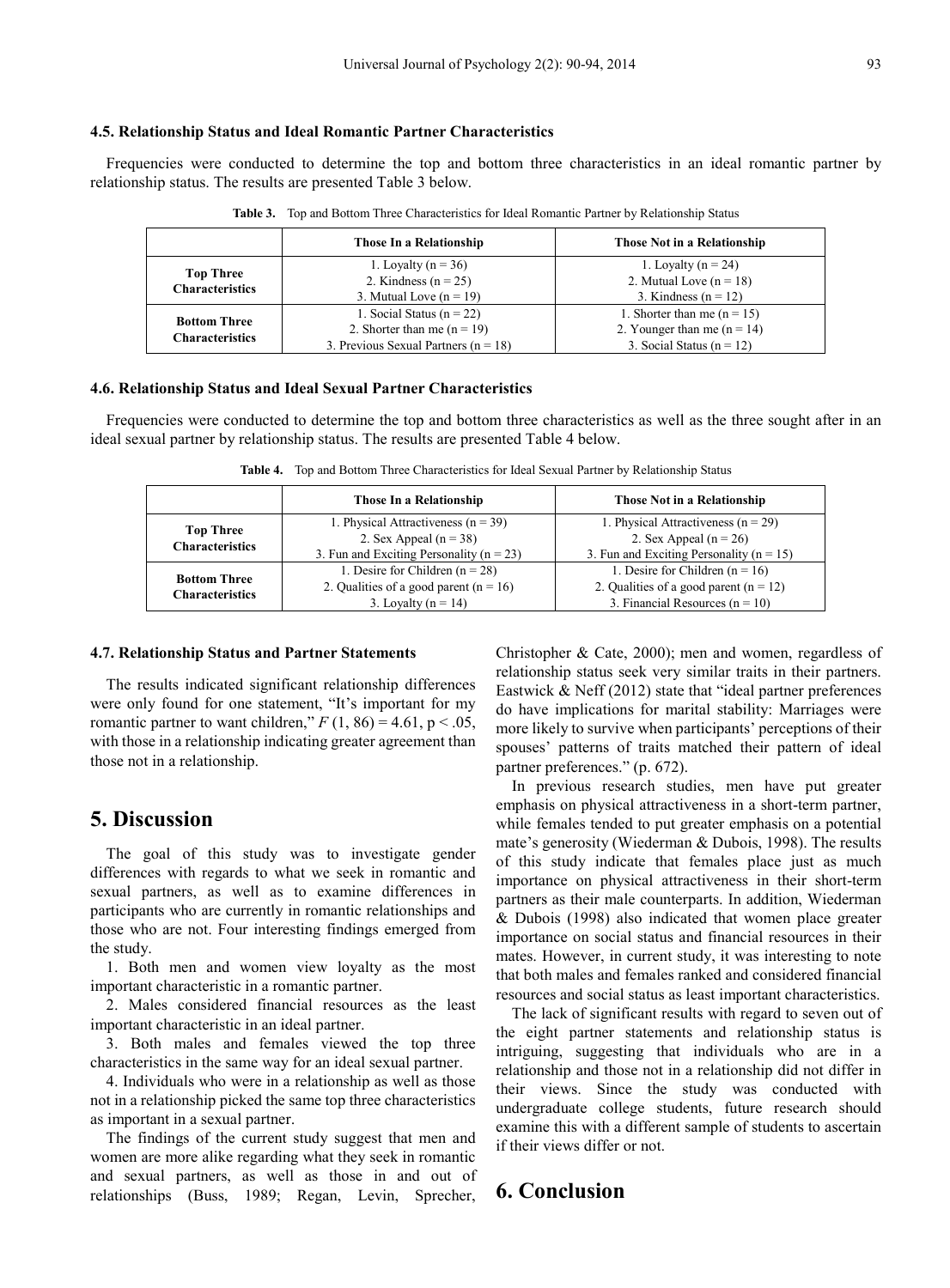### 4.5. Relationship Status and Ideal Romantic Partner Characteristics

Frequencies were conducted to determine the top and bottom three characteristics in an ideal romantic partner by relationship status. The results are presented Table 3 below.

**Table 3.** Top and Bottom Three Characteristics for Ideal Romantic Partner by Relationship Status

| | Those In a Relationship | Those Not in a Relationship |
|---|---|---|
| **Top Three Characteristics** | 1. Loyalty (n = 36)<br>2. Kindness (n = 25)<br>3. Mutual Love (n = 19) | 1. Loyalty (n = 24)<br>2. Mutual Love (n = 18)<br>3. Kindness (n = 12) |
| **Bottom Three Characteristics** | 1. Social Status (n = 22)<br>2. Shorter than me (n = 19)<br>3. Previous Sexual Partners (n = 18) | 1. Shorter than me (n = 15)<br>2. Younger than me (n = 14)<br>3. Social Status (n = 12) |

### 4.6. Relationship Status and Ideal Sexual Partner Characteristics

Frequencies were conducted to determine the top and bottom three characteristics as well as the three sought after in an ideal sexual partner by relationship status. The results are presented Table 4 below.

**Table 4.** Top and Bottom Three Characteristics for Ideal Sexual Partner by Relationship Status

| | Those In a Relationship | Those Not in a Relationship |
|---|---|---|
| **Top Three Characteristics** | 1. Physical Attractiveness (n = 39)<br>2. Sex Appeal (n = 38)<br>3. Fun and Exciting Personality (n = 23) | 1. Physical Attractiveness (n = 29)<br>2. Sex Appeal (n = 26)<br>3. Fun and Exciting Personality (n = 15) |
| **Bottom Three Characteristics** | 1. Desire for Children (n = 28)<br>2. Qualities of a good parent (n = 16)<br>3. Loyalty (n = 14) | 1. Desire for Children (n = 16)<br>2. Qualities of a good parent (n = 12)<br>3. Financial Resources (n = 10) |

### 4.7. Relationship Status and Partner Statements

The results indicated significant relationship differences were only found for one statement, "It's important for my romantic partner to want children," $F(1, 86) = 4.61$, $p < .05$, with those in a relationship indicating greater agreement than those not in a relationship.

## 5. Discussion

The goal of this study was to investigate gender differences with regards to what we seek in romantic and sexual partners, as well as to examine differences in participants who are currently in romantic relationships and those who are not. Four interesting findings emerged from the study.

1. Both men and women view loyalty as the most important characteristic in a romantic partner.
2. Males considered financial resources as the least important characteristic in an ideal partner.
3. Both males and females viewed the top three characteristics in the same way for an ideal sexual partner.
4. Individuals who were in a relationship as well as those not in a relationship picked the same top three characteristics as important in a sexual partner.

The findings of the current study suggest that men and women are more alike regarding what they seek in romantic and sexual partners, as well as those in and out of relationships (Buss, 1989; Regan, Levin, Sprecher, Christopher & Cate, 2000); men and women, regardless of relationship status seek very similar traits in their partners. Eastwick & Neff (2012) state that "ideal partner preferences do have implications for marital stability: Marriages were more likely to survive when participants' perceptions of their spouses' patterns of traits matched their pattern of ideal partner preferences." (p. 672).

In previous research studies, men have put greater emphasis on physical attractiveness in a short-term partner, while females tended to put greater emphasis on a potential mate's generosity (Wiederman & Dubois, 1998). The results of this study indicate that females place just as much importance on physical attractiveness in their short-term partners as their male counterparts. In addition, Wiederman & Dubois (1998) also indicated that women place greater importance on social status and financial resources in their mates. However, in current study, it was interesting to note that both males and females ranked and considered financial resources and social status as least important characteristics.

The lack of significant results with regard to seven out of the eight partner statements and relationship status is intriguing, suggesting that individuals who are in a relationship and those not in a relationship did not differ in their views. Since the study was conducted with undergraduate college students, future research should examine this with a different sample of students to ascertain if their views differ or not.

## 6. Conclusion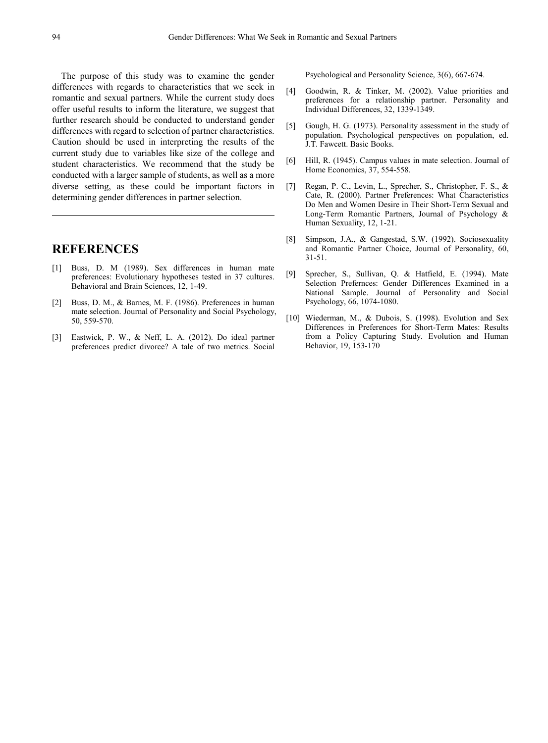The purpose of this study was to examine the gender differences with regards to characteristics that we seek in romantic and sexual partners. While the current study does offer useful results to inform the literature, we suggest that further research should be conducted to understand gender differences with regard to selection of partner characteristics. Caution should be used in interpreting the results of the current study due to variables like size of the college and student characteristics. We recommend that the study be conducted with a larger sample of students, as well as a more diverse setting, as these could be important factors in determining gender differences in partner selection.

---

## REFERENCES

[1] Buss, D. M (1989). Sex differences in human mate preferences: Evolutionary hypotheses tested in 37 cultures. Behavioral and Brain Sciences, 12, 1-49.

[2] Buss, D. M., & Barnes, M. F. (1986). Preferences in human mate selection. Journal of Personality and Social Psychology, 50, 559-570.

[3] Eastwick, P. W., & Neff, L. A. (2012). Do ideal partner preferences predict divorce? A tale of two metrics. Social Psychological and Personality Science, 3(6), 667-674.

[4] Goodwin, R. & Tinker, M. (2002). Value priorities and preferences for a relationship partner. Personality and Individual Differences, 32, 1339-1349.

[5] Gough, H. G. (1973). Personality assessment in the study of population. Psychological perspectives on population, ed. J.T. Fawcett. Basic Books.

[6] Hill, R. (1945). Campus values in mate selection. Journal of Home Economics, 37, 554-558.

[7] Regan, P. C., Levin, L., Sprecher, S., Christopher, F. S., & Cate, R. (2000). Partner Preferences: What Characteristics Do Men and Women Desire in Their Short-Term Sexual and Long-Term Romantic Partners, Journal of Psychology & Human Sexuality, 12, 1-21.

[8] Simpson, J.A., & Gangestad, S.W. (1992). Sociosexuality and Romantic Partner Choice, Journal of Personality, 60, 31-51.

[9] Sprecher, S., Sullivan, Q. & Hatfield, E. (1994). Mate Selection Prefernces: Gender Differences Examined in a National Sample. Journal of Personality and Social Psychology, 66, 1074-1080.

[10] Wiederman, M., & Dubois, S. (1998). Evolution and Sex Differences in Preferences for Short-Term Mates: Results from a Policy Capturing Study. Evolution and Human Behavior, 19, 153-170